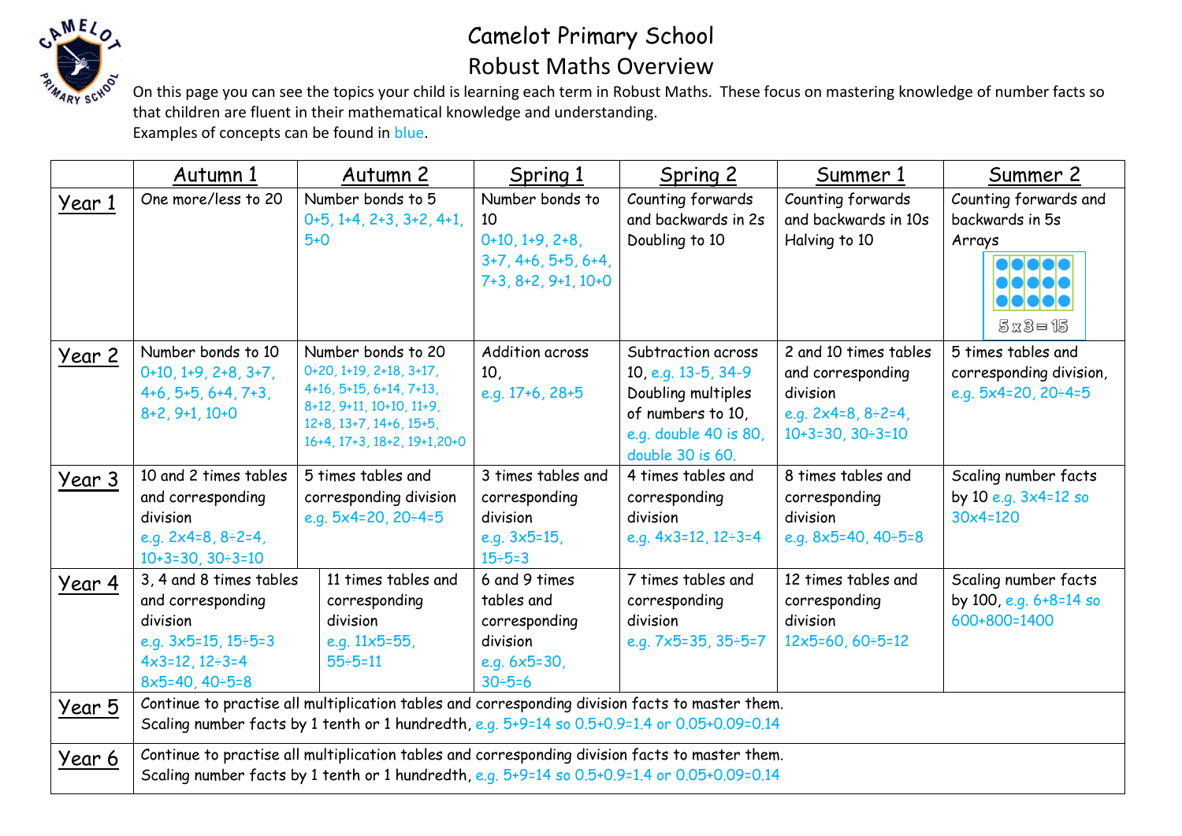# Camelot Primary School
## Robust Maths Overview

On this page you can see the topics your child is learning each term in Robust Maths. These focus on mastering knowledge of number facts so that children are fluent in their mathematical knowledge and understanding.
Examples of concepts can be found in blue.

| | Autumn 1 | Autumn 2 | Spring 1 | Spring 2 | Summer 1 | Summer 2 |
|---|---|---|---|---|---|---|
| **Year 1** | One more/less to 20 | Number bonds to 5 0+5, 1+4, 2+3, 3+2, 4+1, 5+0 | Number bonds to 10 0+10, 1+9, 2+8, 3+7, 4+6, 5+5, 6+4, 7+3, 8+2, 9+1, 10+0 | Counting forwards and backwards in 2s Doubling to 10 | Counting forwards and backwards in 10s Halving to 10 | Counting forwards and backwards in 5s Arrays 5x3=15 |
| **Year 2** | Number bonds to 10 0+10, 1+9, 2+8, 3+7, 4+6, 5+5, 6+4, 7+3, 8+2, 9+1, 10+0 | Number bonds to 20 0+20, 1+19, 2+18, 3+17, 4+16, 5+15, 6+14, 7+13, 8+12, 9+11, 10+10, 11+9, 12+8, 13+7, 14+6, 15+5, 16+4, 17+3, 18+2, 19+1, 20+0 | Addition across 10, e.g. 17+6, 28+5 | Subtraction across 10, e.g. 13-5, 34-9 Doubling multiples of numbers to 10, e.g. double 40 is 80, double 30 is 60. | 2 and 10 times tables and corresponding division e.g. 2x4=8, 8÷2=4, 10+3=30, 30÷3=10 | 5 times tables and corresponding division, e.g. 5x4=20, 20÷4=5 |
| **Year 3** | 10 and 2 times tables and corresponding division e.g. 2x4=8, 8÷2=4, 10+3=30, 30÷3=10 | 5 times tables and corresponding division e.g. 5x4=20, 20÷4=5 | 3 times tables and corresponding division e.g. 3x5=15, 15÷5=3 | 4 times tables and corresponding division e.g. 4x3=12, 12÷3=4 | 8 times tables and corresponding division e.g. 8x5=40, 40÷5=8 | Scaling number facts by 10 e.g. 3x4=12 so 30x4=120 |
| **Year 4** | 3, 4 and 8 times tables and corresponding division e.g. 3x5=15, 15÷5=3 4x3=12, 12÷3=4 8x5=40, 40÷5=8 | 11 times tables and corresponding division e.g. 11x5=55, 55÷5=11 | 6 and 9 times tables and corresponding division e.g. 6x5=30, 30÷5=6 | 7 times tables and corresponding division e.g. 7x5=35, 35÷5=7 | 12 times tables and corresponding division 12x5=60, 60÷5=12 | Scaling number facts by 100, e.g. 6+8=14 so 600+800=1400 |
| **Year 5** | Continue to practise all multiplication tables and corresponding division facts to master them. Scaling number facts by 1 tenth or 1 hundredth, e.g. 5+9=14 so 0.5+0.9=1.4 or 0.05+0.09=0.14 | | | | | |
| **Year 6** | Continue to practise all multiplication tables and corresponding division facts to master them. Scaling number facts by 1 tenth or 1 hundredth, e.g. 5+9=14 so 0.5+0.9=1.4 or 0.05+0.09=0.14 | | | | | |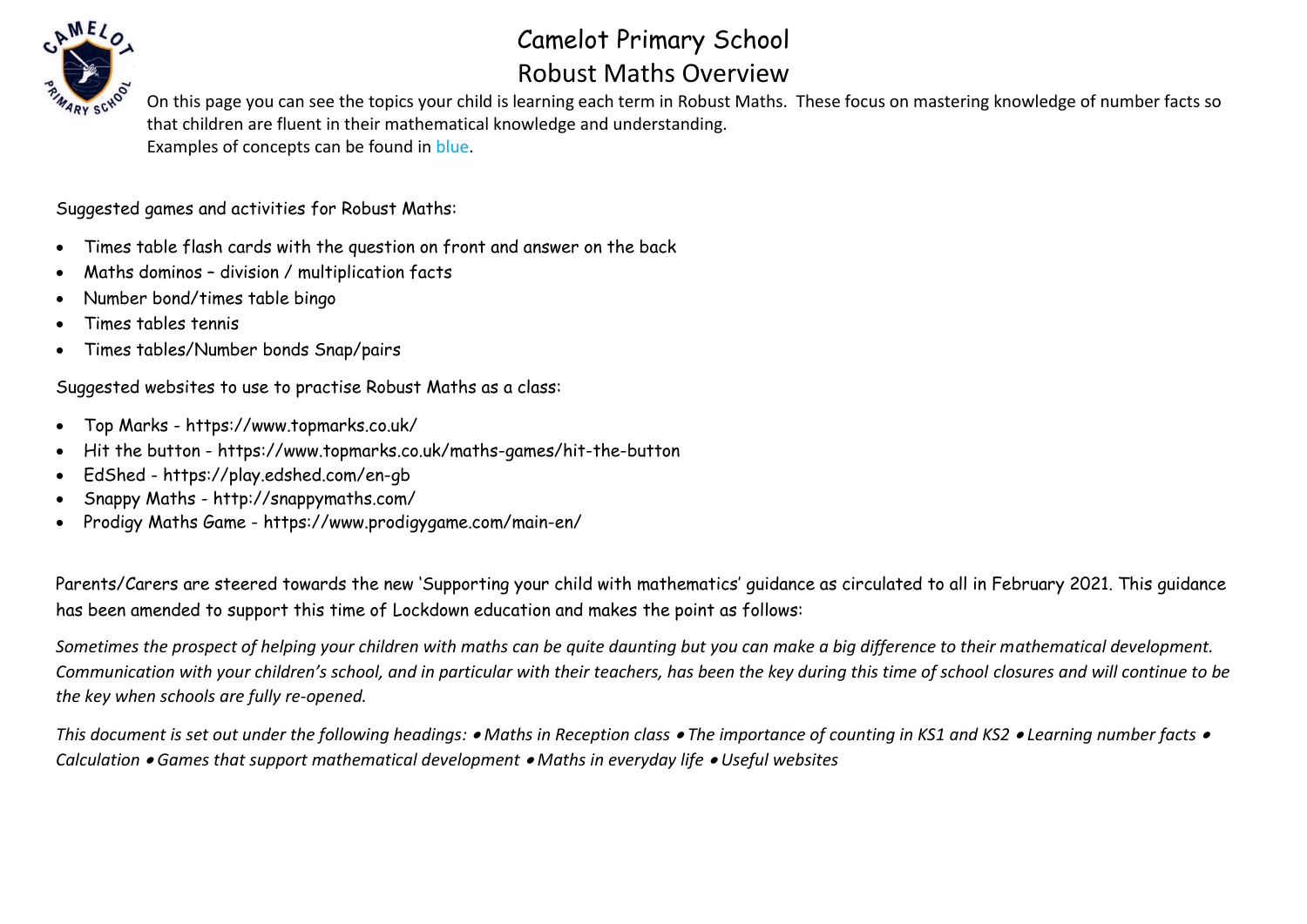# Camelot Primary School
## Robust Maths Overview

On this page you can see the topics your child is learning each term in Robust Maths. These focus on mastering knowledge of number facts so that children are fluent in their mathematical knowledge and understanding.
Examples of concepts can be found in blue.

Suggested games and activities for Robust Maths:

- Times table flash cards with the question on front and answer on the back
- Maths dominos – division / multiplication facts
- Number bond/times table bingo
- Times tables tennis
- Times tables/Number bonds Snap/pairs

Suggested websites to use to practise Robust Maths as a class:

- Top Marks - https://www.topmarks.co.uk/
- Hit the button - https://www.topmarks.co.uk/maths-games/hit-the-button
- EdShed - https://play.edshed.com/en-gb
- Snappy Maths - http://snappymaths.com/
- Prodigy Maths Game - https://www.prodigygame.com/main-en/

Parents/Carers are steered towards the new 'Supporting your child with mathematics' guidance as circulated to all in February 2021. This guidance has been amended to support this time of Lockdown education and makes the point as follows:

*Sometimes the prospect of helping your children with maths can be quite daunting but you can make a big difference to their mathematical development. Communication with your children's school, and in particular with their teachers, has been the key during this time of school closures and will continue to be the key when schools are fully re-opened.*

*This document is set out under the following headings: • Maths in Reception class • The importance of counting in KS1 and KS2 • Learning number facts • Calculation • Games that support mathematical development • Maths in everyday life • Useful websites*